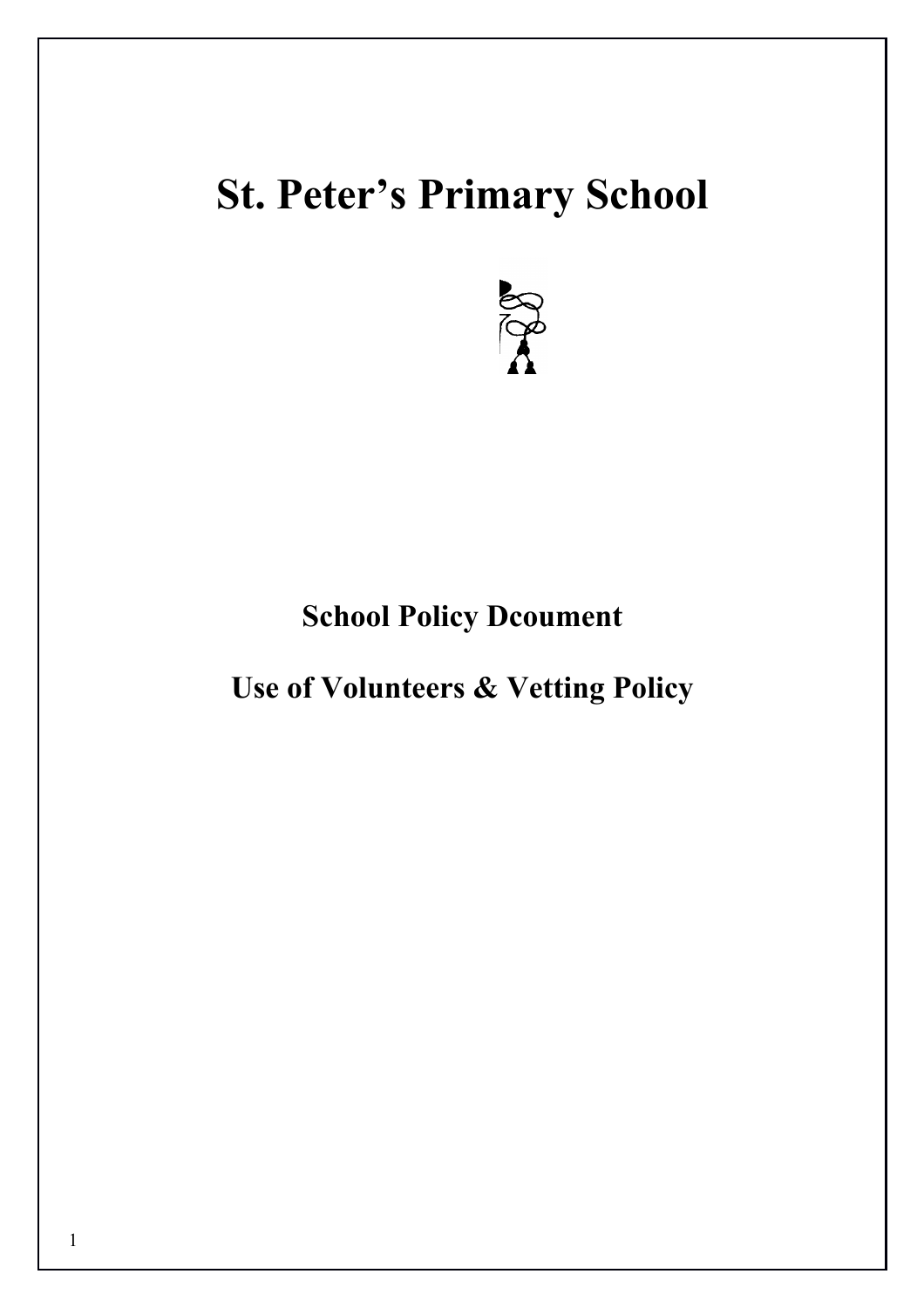# St. Peter's Primary School

## School Policy Dcoument

## Use of Volunteers & Vetting Policy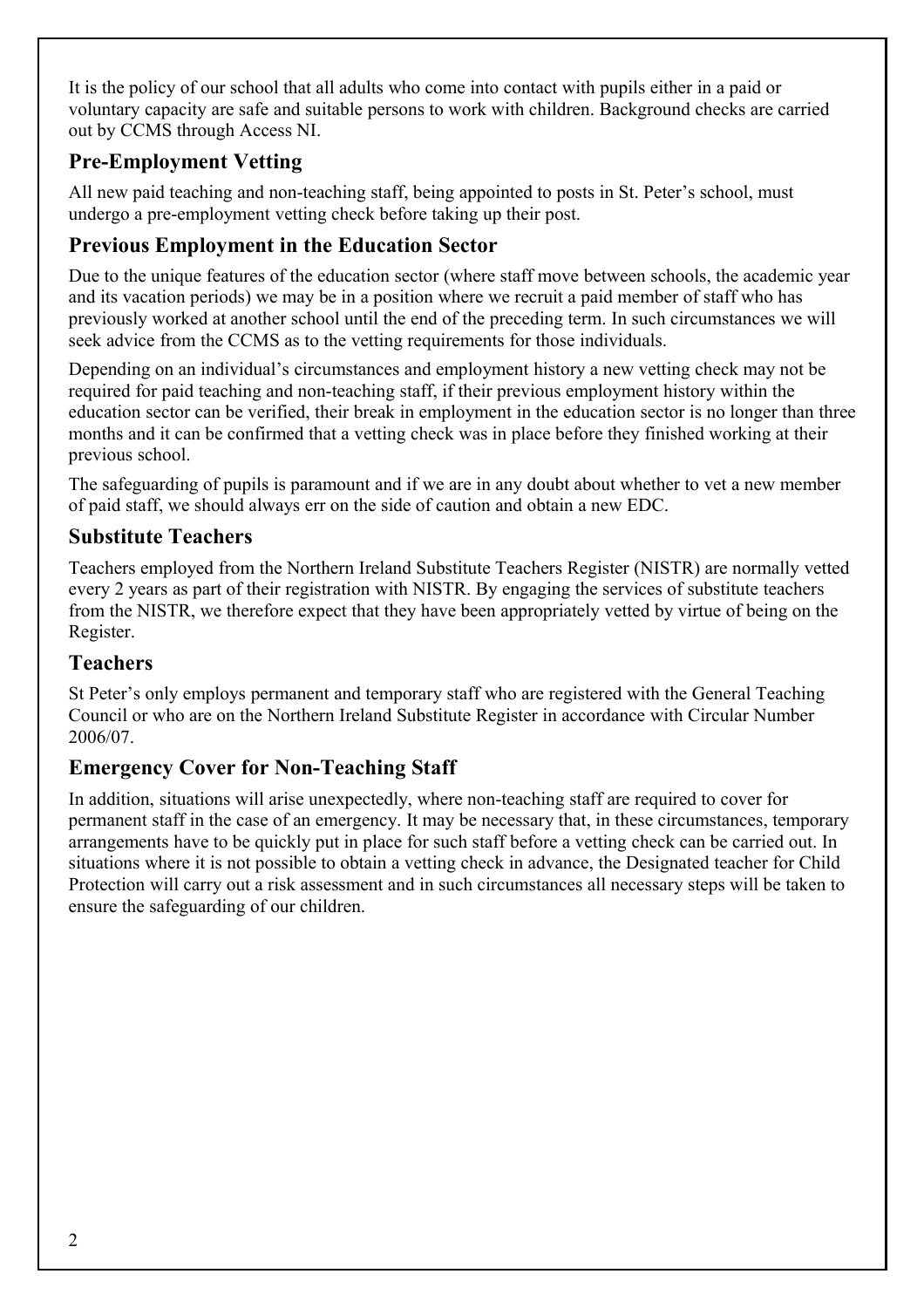It is the policy of our school that all adults who come into contact with pupils either in a paid or voluntary capacity are safe and suitable persons to work with children. Background checks are carried out by CCMS through Access NI.

## Pre-Employment Vetting

All new paid teaching and non-teaching staff, being appointed to posts in St. Peter's school, must undergo a pre-employment vetting check before taking up their post.

## Previous Employment in the Education Sector

Due to the unique features of the education sector (where staff move between schools, the academic year and its vacation periods) we may be in a position where we recruit a paid member of staff who has previously worked at another school until the end of the preceding term. In such circumstances we will seek advice from the CCMS as to the vetting requirements for those individuals.

Depending on an individual's circumstances and employment history a new vetting check may not be required for paid teaching and non-teaching staff, if their previous employment history within the education sector can be verified, their break in employment in the education sector is no longer than three months and it can be confirmed that a vetting check was in place before they finished working at their previous school.

The safeguarding of pupils is paramount and if we are in any doubt about whether to vet a new member of paid staff, we should always err on the side of caution and obtain a new EDC.

## Substitute Teachers

Teachers employed from the Northern Ireland Substitute Teachers Register (NISTR) are normally vetted every 2 years as part of their registration with NISTR. By engaging the services of substitute teachers from the NISTR, we therefore expect that they have been appropriately vetted by virtue of being on the Register.

## Teachers

St Peter's only employs permanent and temporary staff who are registered with the General Teaching Council or who are on the Northern Ireland Substitute Register in accordance with Circular Number 2006/07.

## Emergency Cover for Non-Teaching Staff

In addition, situations will arise unexpectedly, where non-teaching staff are required to cover for permanent staff in the case of an emergency. It may be necessary that, in these circumstances, temporary arrangements have to be quickly put in place for such staff before a vetting check can be carried out. In situations where it is not possible to obtain a vetting check in advance, the Designated teacher for Child Protection will carry out a risk assessment and in such circumstances all necessary steps will be taken to ensure the safeguarding of our children.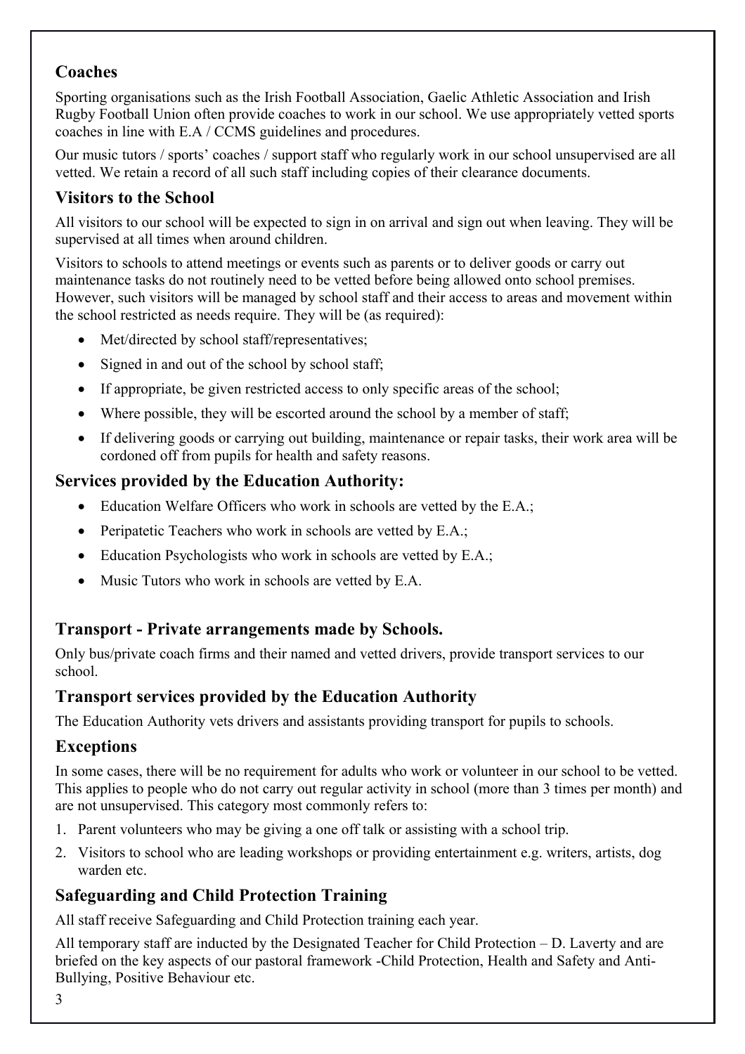## Coaches

Sporting organisations such as the Irish Football Association, Gaelic Athletic Association and Irish Rugby Football Union often provide coaches to work in our school. We use appropriately vetted sports coaches in line with E.A / CCMS guidelines and procedures.

Our music tutors / sports' coaches / support staff who regularly work in our school unsupervised are all vetted. We retain a record of all such staff including copies of their clearance documents.

## Visitors to the School

All visitors to our school will be expected to sign in on arrival and sign out when leaving. They will be supervised at all times when around children.

Visitors to schools to attend meetings or events such as parents or to deliver goods or carry out maintenance tasks do not routinely need to be vetted before being allowed onto school premises. However, such visitors will be managed by school staff and their access to areas and movement within the school restricted as needs require. They will be (as required):

- Met/directed by school staff/representatives;
- Signed in and out of the school by school staff;
- If appropriate, be given restricted access to only specific areas of the school;
- Where possible, they will be escorted around the school by a member of staff;
- If delivering goods or carrying out building, maintenance or repair tasks, their work area will be cordoned off from pupils for health and safety reasons.

## Services provided by the Education Authority:

- Education Welfare Officers who work in schools are vetted by the E.A.;
- Peripatetic Teachers who work in schools are vetted by E.A.;
- Education Psychologists who work in schools are vetted by E.A.;
- Music Tutors who work in schools are vetted by E.A.

## Transport - Private arrangements made by Schools.

Only bus/private coach firms and their named and vetted drivers, provide transport services to our school.

## Transport services provided by the Education Authority

The Education Authority vets drivers and assistants providing transport for pupils to schools.

## Exceptions

In some cases, there will be no requirement for adults who work or volunteer in our school to be vetted. This applies to people who do not carry out regular activity in school (more than 3 times per month) and are not unsupervised. This category most commonly refers to:

1. Parent volunteers who may be giving a one off talk or assisting with a school trip.
2. Visitors to school who are leading workshops or providing entertainment e.g. writers, artists, dog warden etc.

## Safeguarding and Child Protection Training

All staff receive Safeguarding and Child Protection training each year.

All temporary staff are inducted by the Designated Teacher for Child Protection – D. Laverty and are briefed on the key aspects of our pastoral framework -Child Protection, Health and Safety and Anti-Bullying, Positive Behaviour etc.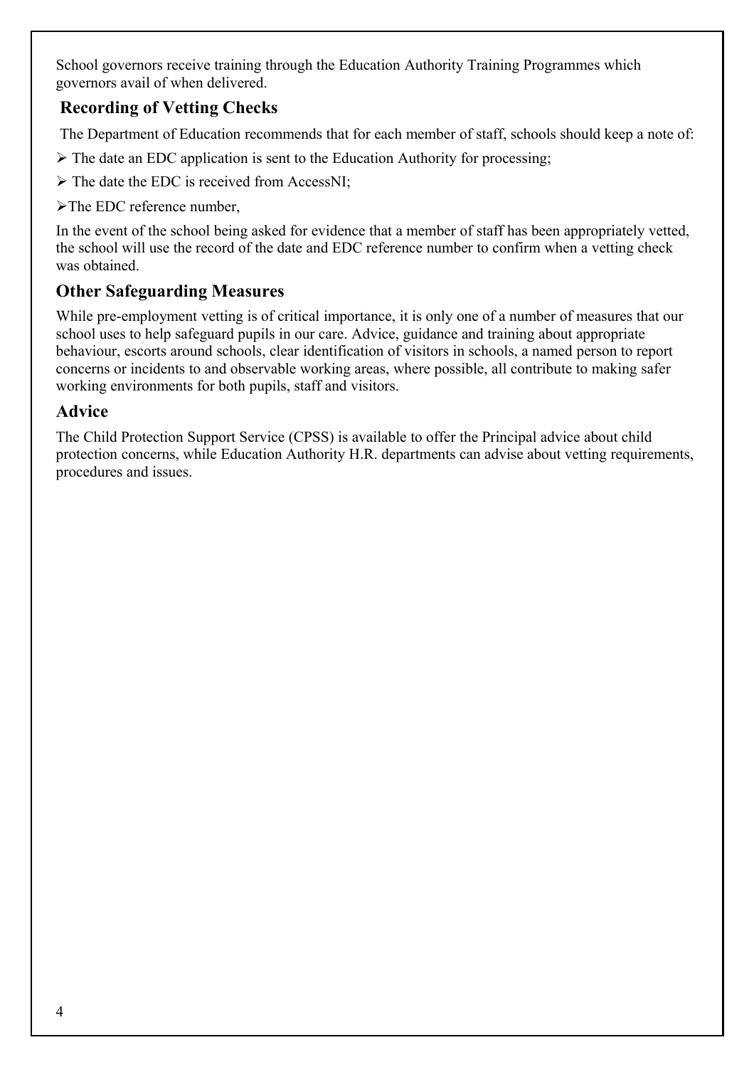School governors receive training through the Education Authority Training Programmes which governors avail of when delivered.

## Recording of Vetting Checks

The Department of Education recommends that for each member of staff, schools should keep a note of:

- The date an EDC application is sent to the Education Authority for processing;
- The date the EDC is received from AccessNI;
- The EDC reference number,

In the event of the school being asked for evidence that a member of staff has been appropriately vetted, the school will use the record of the date and EDC reference number to confirm when a vetting check was obtained.

## Other Safeguarding Measures

While pre-employment vetting is of critical importance, it is only one of a number of measures that our school uses to help safeguard pupils in our care. Advice, guidance and training about appropriate behaviour, escorts around schools, clear identification of visitors in schools, a named person to report concerns or incidents to and observable working areas, where possible, all contribute to making safer working environments for both pupils, staff and visitors.

## Advice

The Child Protection Support Service (CPSS) is available to offer the Principal advice about child protection concerns, while Education Authority H.R. departments can advise about vetting requirements, procedures and issues.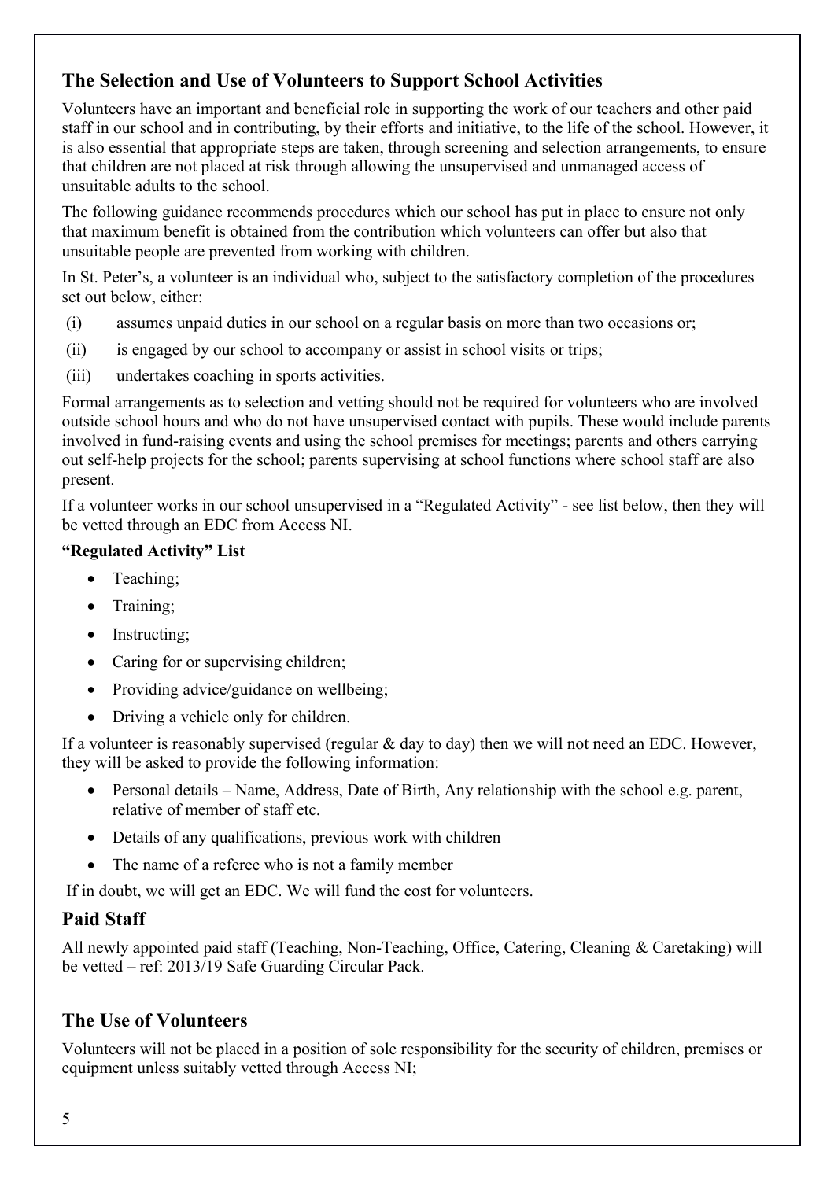## The Selection and Use of Volunteers to Support School Activities

Volunteers have an important and beneficial role in supporting the work of our teachers and other paid staff in our school and in contributing, by their efforts and initiative, to the life of the school. However, it is also essential that appropriate steps are taken, through screening and selection arrangements, to ensure that children are not placed at risk through allowing the unsupervised and unmanaged access of unsuitable adults to the school.

The following guidance recommends procedures which our school has put in place to ensure not only that maximum benefit is obtained from the contribution which volunteers can offer but also that unsuitable people are prevented from working with children.

In St. Peter's, a volunteer is an individual who, subject to the satisfactory completion of the procedures set out below, either:

(i) assumes unpaid duties in our school on a regular basis on more than two occasions or;

(ii) is engaged by our school to accompany or assist in school visits or trips;

(iii) undertakes coaching in sports activities.

Formal arrangements as to selection and vetting should not be required for volunteers who are involved outside school hours and who do not have unsupervised contact with pupils. These would include parents involved in fund-raising events and using the school premises for meetings; parents and others carrying out self-help projects for the school; parents supervising at school functions where school staff are also present.

If a volunteer works in our school unsupervised in a "Regulated Activity" - see list below, then they will be vetted through an EDC from Access NI.

**"Regulated Activity" List**

- Teaching;
- Training;
- Instructing;
- Caring for or supervising children;
- Providing advice/guidance on wellbeing;
- Driving a vehicle only for children.

If a volunteer is reasonably supervised (regular & day to day) then we will not need an EDC. However, they will be asked to provide the following information:

- Personal details – Name, Address, Date of Birth, Any relationship with the school e.g. parent, relative of member of staff etc.
- Details of any qualifications, previous work with children
- The name of a referee who is not a family member

If in doubt, we will get an EDC. We will fund the cost for volunteers.

## Paid Staff

All newly appointed paid staff (Teaching, Non-Teaching, Office, Catering, Cleaning & Caretaking) will be vetted – ref: 2013/19 Safe Guarding Circular Pack.

## The Use of Volunteers

Volunteers will not be placed in a position of sole responsibility for the security of children, premises or equipment unless suitably vetted through Access NI;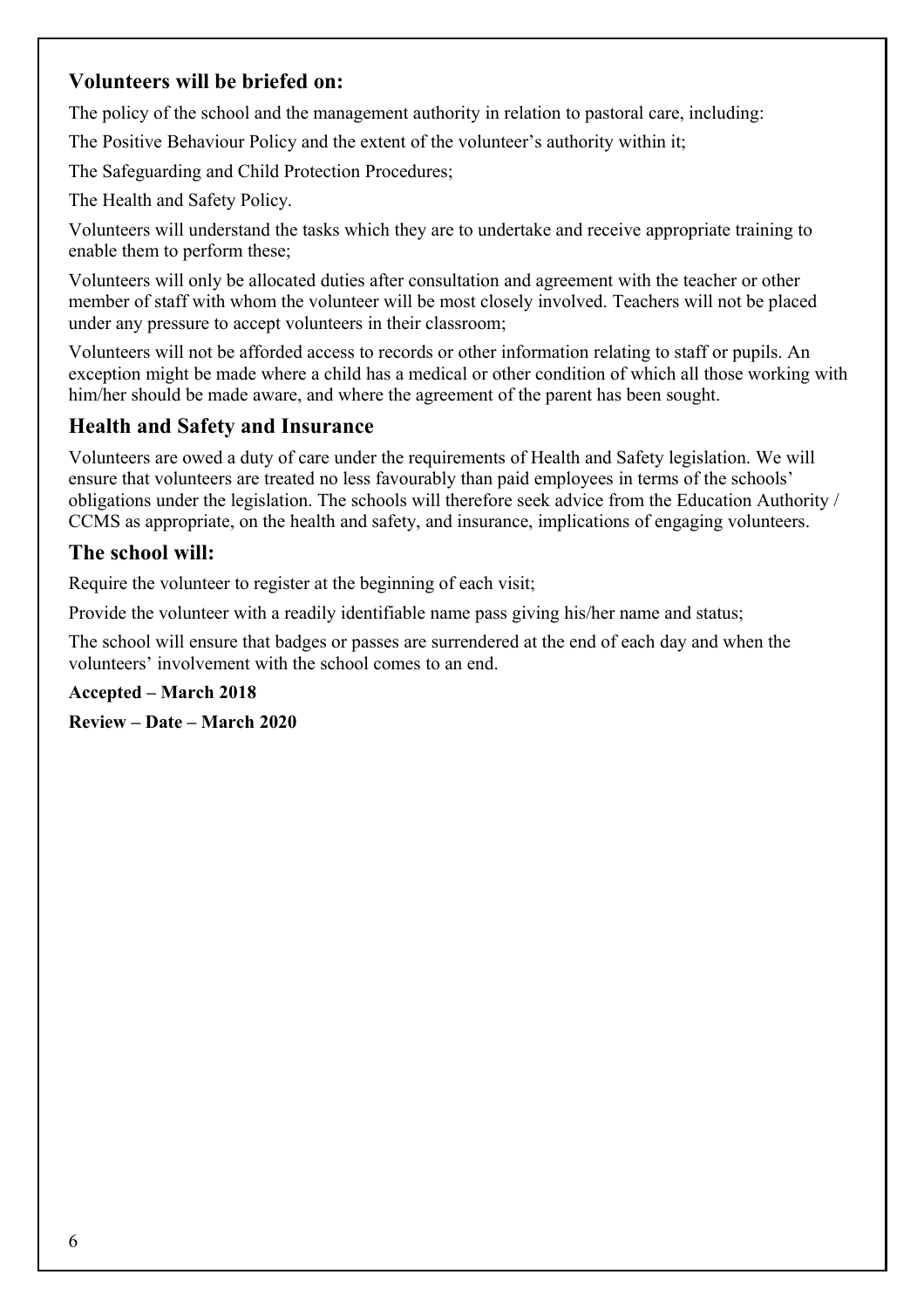### Volunteers will be briefed on:

The policy of the school and the management authority in relation to pastoral care, including:

The Positive Behaviour Policy and the extent of the volunteer's authority within it;

The Safeguarding and Child Protection Procedures;

The Health and Safety Policy.

Volunteers will understand the tasks which they are to undertake and receive appropriate training to enable them to perform these;

Volunteers will only be allocated duties after consultation and agreement with the teacher or other member of staff with whom the volunteer will be most closely involved. Teachers will not be placed under any pressure to accept volunteers in their classroom;

Volunteers will not be afforded access to records or other information relating to staff or pupils. An exception might be made where a child has a medical or other condition of which all those working with him/her should be made aware, and where the agreement of the parent has been sought.

### Health and Safety and Insurance

Volunteers are owed a duty of care under the requirements of Health and Safety legislation. We will ensure that volunteers are treated no less favourably than paid employees in terms of the schools' obligations under the legislation. The schools will therefore seek advice from the Education Authority / CCMS as appropriate, on the health and safety, and insurance, implications of engaging volunteers.

### The school will:

Require the volunteer to register at the beginning of each visit;

Provide the volunteer with a readily identifiable name pass giving his/her name and status;

The school will ensure that badges or passes are surrendered at the end of each day and when the volunteers' involvement with the school comes to an end.

**Accepted – March 2018**

**Review – Date – March 2020**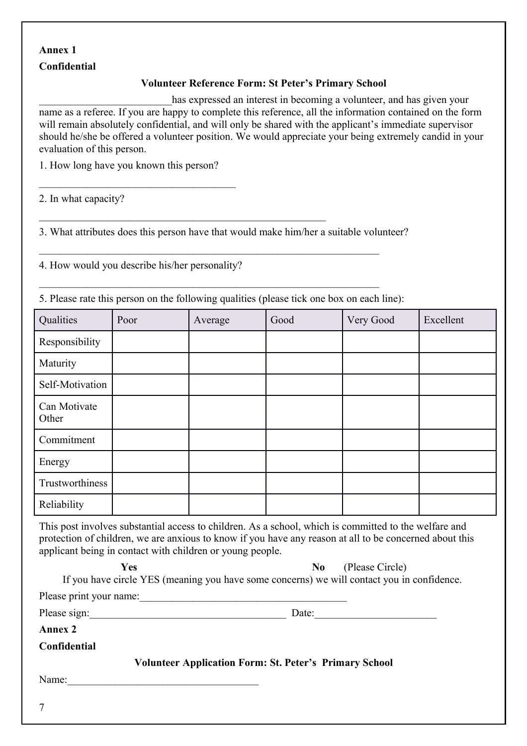**Annex 1**

**Confidential**

**Volunteer Reference Form: St Peter's Primary School**

_________________________has expressed an interest in becoming a volunteer, and has given your name as a referee. If you are happy to complete this reference, all the information contained on the form will remain absolutely confidential, and will only be shared with the applicant's immediate supervisor should he/she be offered a volunteer position. We would appreciate your being extremely candid in your evaluation of this person.

1. How long have you known this person?

_____________________________________

2. In what capacity?

______________________________________________________

3. What attributes does this person have that would make him/her a suitable volunteer?

________________________________________________________________

4. How would you describe his/her personality?

________________________________________________________________

5. Please rate this person on the following qualities (please tick one box on each line):

| Qualities | Poor | Average | Good | Very Good | Excellent |
|---|---|---|---|---|---|
| Responsibility | | | | | |
| Maturity | | | | | |
| Self-Motivation | | | | | |
| Can Motivate Other | | | | | |
| Commitment | | | | | |
| Energy | | | | | |
| Trustworthiness | | | | | |
| Reliability | | | | | |

This post involves substantial access to children. As a school, which is committed to the welfare and protection of children, we are anxious to know if you have any reason at all to be concerned about this applicant being in contact with children or young people.

**Yes** **No** (Please Circle)

If you have circle YES (meaning you have some concerns) we will contact you in confidence.

Please print your name:_______________________________________

Please sign:____________________________________ Date:______________________

**Annex 2**

**Confidential**

**Volunteer Application Form: St. Peter's Primary School**

Name:____________________________________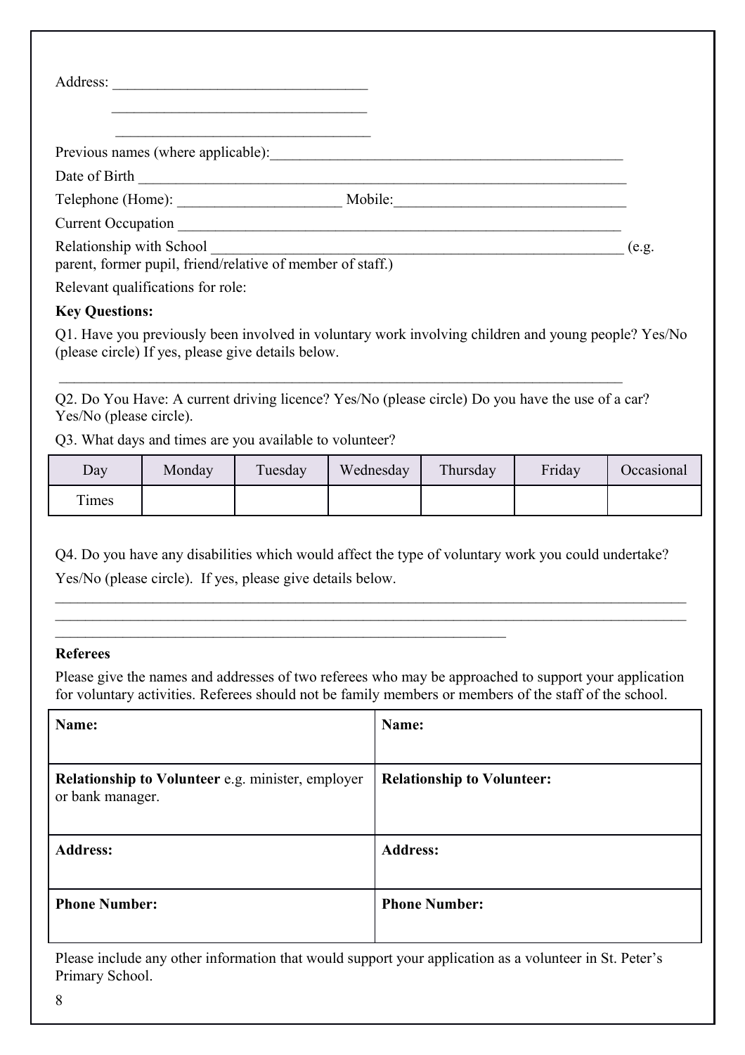Address: ________________________________

________________________________

________________________________

Previous names (where applicable):_____________________________________________

Date of Birth _____________________________________________________________

Telephone (Home): _____________________ Mobile:______________________________

Current Occupation _______________________________________________________

Relationship with School ________________________________________________ (e.g. parent, former pupil, friend/relative of member of staff.)

Relevant qualifications for role:

**Key Questions:**

Q1. Have you previously been involved in voluntary work involving children and young people? Yes/No (please circle) If yes, please give details below.

_____________________________________________________________________________

Q2. Do You Have: A current driving licence? Yes/No (please circle) Do you have the use of a car? Yes/No (please circle).

Q3. What days and times are you available to volunteer?

| Day | Monday | Tuesday | Wednesday | Thursday | Friday | Occasional |
|---|---|---|---|---|---|---|
| Times | | | | | | |

Q4. Do you have any disabilities which would affect the type of voluntary work you could undertake?

Yes/No (please circle). If yes, please give details below.

_____________________________________________________________________________

_____________________________________________________________________________

_____________________________________________________________________________

**Referees**

Please give the names and addresses of two referees who may be approached to support your application for voluntary activities. Referees should not be family members or members of the staff of the school.

| **Name:** | **Name:** |
|---|---|
| **Relationship to Volunteer** e.g. minister, employer or bank manager. | **Relationship to Volunteer:** |
| **Address:** | **Address:** |
| **Phone Number:** | **Phone Number:** |

Please include any other information that would support your application as a volunteer in St. Peter's Primary School.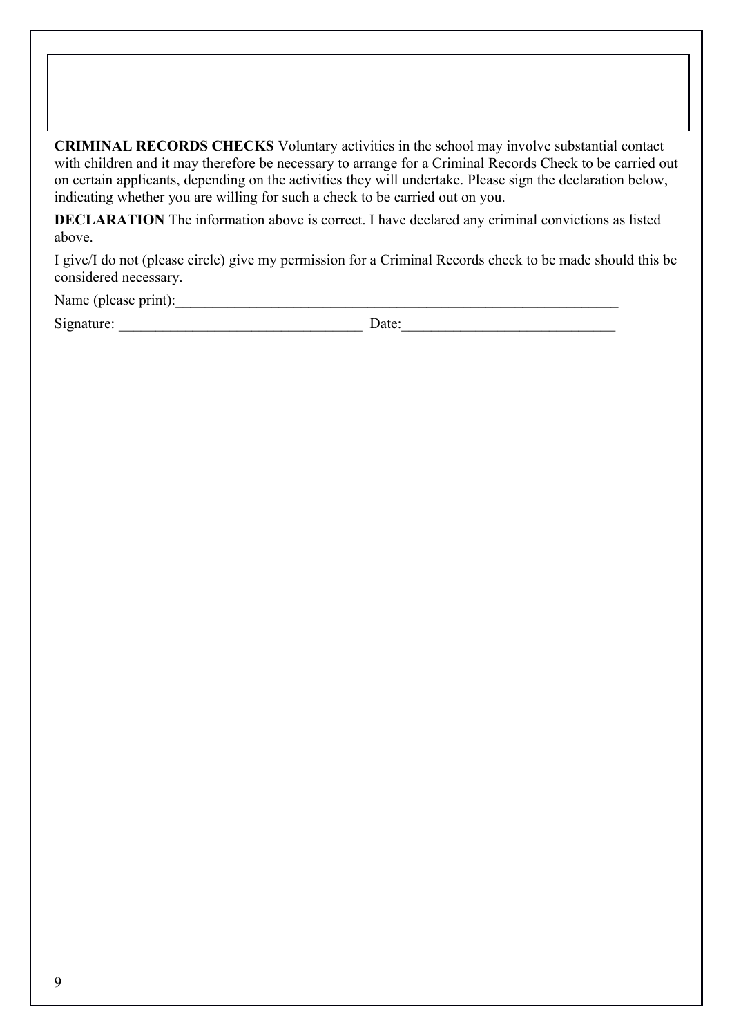**CRIMINAL RECORDS CHECKS** Voluntary activities in the school may involve substantial contact with children and it may therefore be necessary to arrange for a Criminal Records Check to be carried out on certain applicants, depending on the activities they will undertake. Please sign the declaration below, indicating whether you are willing for such a check to be carried out on you.

**DECLARATION** The information above is correct. I have declared any criminal convictions as listed above.

I give/I do not (please circle) give my permission for a Criminal Records check to be made should this be considered necessary.

Name (please print):_______________________________________________________________

Signature: _________________________________ Date:_____________________________